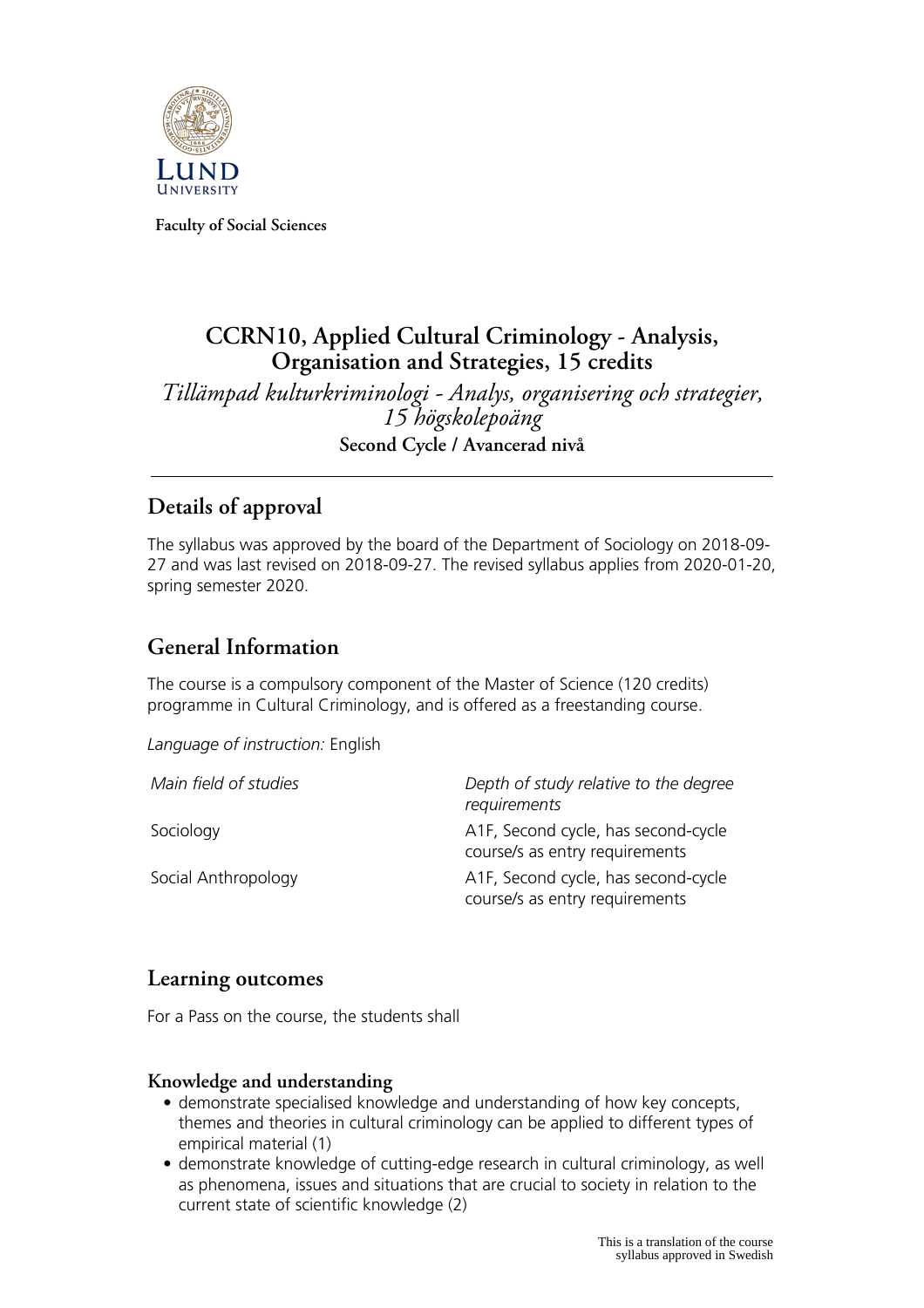Faculty of Social Sciences

# CCRN10, Applied Cultural Criminology - Analysis, Organisation and Strategies, 15 credits

*Tillämpad kulturkriminologi - Analys, organisering och strategier, 15 högskolepoäng*

**Second Cycle / Avancerad nivå**

## Details of approval

The syllabus was approved by the board of the Department of Sociology on 2018-09-27 and was last revised on 2018-09-27. The revised syllabus applies from 2020-01-20, spring semester 2020.

## General Information

The course is a compulsory component of the Master of Science (120 credits) programme in Cultural Criminology, and is offered as a freestanding course.

*Language of instruction:* English

| *Main field of studies* | *Depth of study relative to the degree requirements* |
| --- | --- |
| Sociology | A1F, Second cycle, has second-cycle course/s as entry requirements |
| Social Anthropology | A1F, Second cycle, has second-cycle course/s as entry requirements |

## Learning outcomes

For a Pass on the course, the students shall

### Knowledge and understanding

- demonstrate specialised knowledge and understanding of how key concepts, themes and theories in cultural criminology can be applied to different types of empirical material (1)
- demonstrate knowledge of cutting-edge research in cultural criminology, as well as phenomena, issues and situations that are crucial to society in relation to the current state of scientific knowledge (2)

This is a translation of the course syllabus approved in Swedish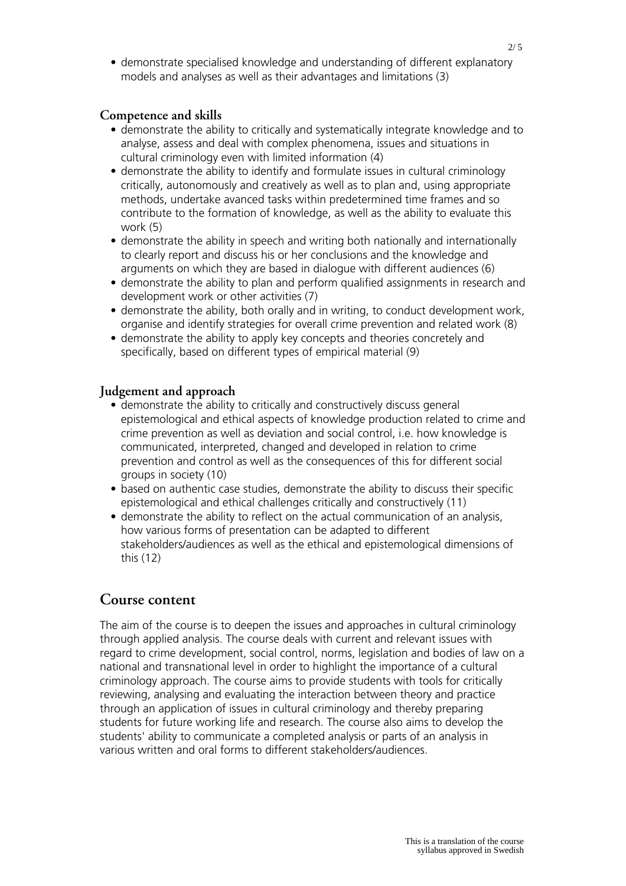- demonstrate specialised knowledge and understanding of different explanatory models and analyses as well as their advantages and limitations (3)

### Competence and skills

- demonstrate the ability to critically and systematically integrate knowledge and to analyse, assess and deal with complex phenomena, issues and situations in cultural criminology even with limited information (4)
- demonstrate the ability to identify and formulate issues in cultural criminology critically, autonomously and creatively as well as to plan and, using appropriate methods, undertake avanced tasks within predetermined time frames and so contribute to the formation of knowledge, as well as the ability to evaluate this work (5)
- demonstrate the ability in speech and writing both nationally and internationally to clearly report and discuss his or her conclusions and the knowledge and arguments on which they are based in dialogue with different audiences (6)
- demonstrate the ability to plan and perform qualified assignments in research and development work or other activities (7)
- demonstrate the ability, both orally and in writing, to conduct development work, organise and identify strategies for overall crime prevention and related work (8)
- demonstrate the ability to apply key concepts and theories concretely and specifically, based on different types of empirical material (9)

### Judgement and approach

- demonstrate the ability to critically and constructively discuss general epistemological and ethical aspects of knowledge production related to crime and crime prevention as well as deviation and social control, i.e. how knowledge is communicated, interpreted, changed and developed in relation to crime prevention and control as well as the consequences of this for different social groups in society (10)
- based on authentic case studies, demonstrate the ability to discuss their specific epistemological and ethical challenges critically and constructively (11)
- demonstrate the ability to reflect on the actual communication of an analysis, how various forms of presentation can be adapted to different stakeholders/audiences as well as the ethical and epistemological dimensions of this (12)

## Course content

The aim of the course is to deepen the issues and approaches in cultural criminology through applied analysis. The course deals with current and relevant issues with regard to crime development, social control, norms, legislation and bodies of law on a national and transnational level in order to highlight the importance of a cultural criminology approach. The course aims to provide students with tools for critically reviewing, analysing and evaluating the interaction between theory and practice through an application of issues in cultural criminology and thereby preparing students for future working life and research. The course also aims to develop the students' ability to communicate a completed analysis or parts of an analysis in various written and oral forms to different stakeholders/audiences.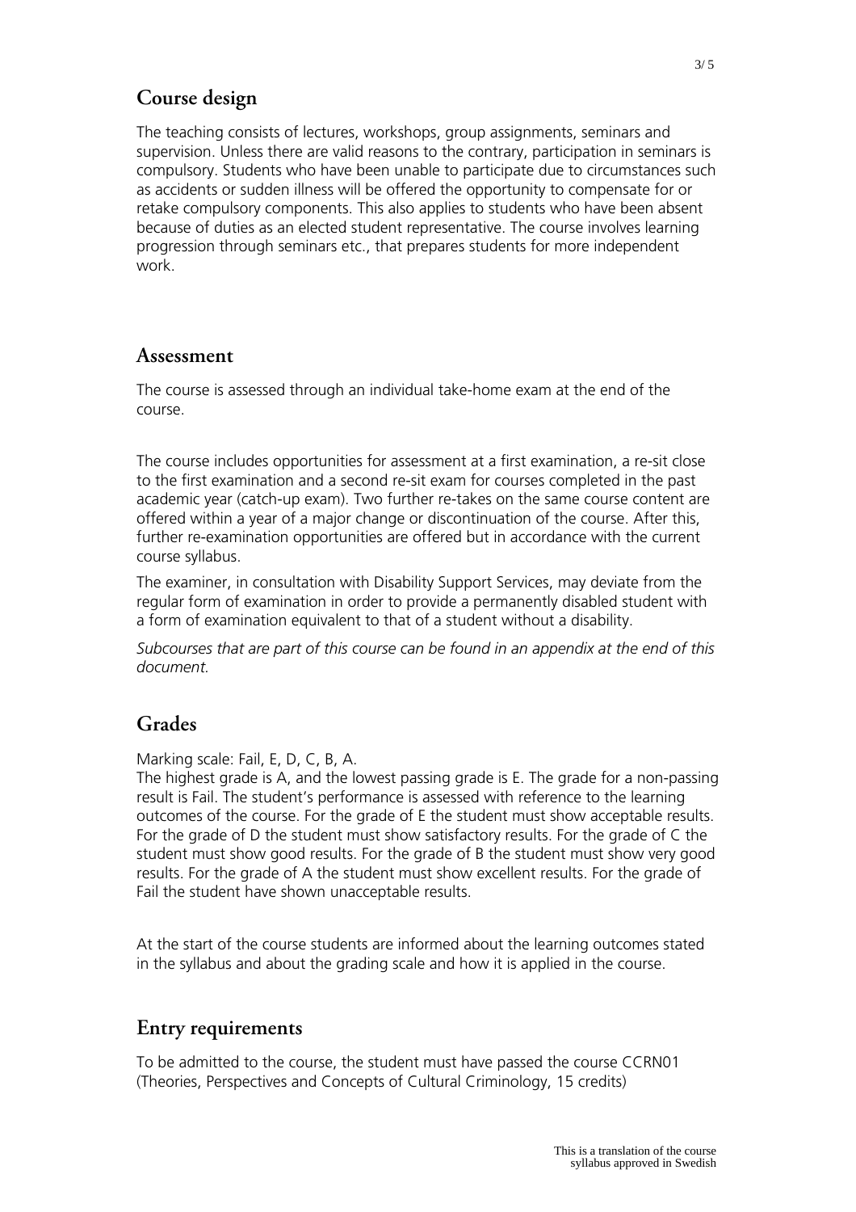## Course design

The teaching consists of lectures, workshops, group assignments, seminars and supervision. Unless there are valid reasons to the contrary, participation in seminars is compulsory. Students who have been unable to participate due to circumstances such as accidents or sudden illness will be offered the opportunity to compensate for or retake compulsory components. This also applies to students who have been absent because of duties as an elected student representative. The course involves learning progression through seminars etc., that prepares students for more independent work.

## Assessment

The course is assessed through an individual take-home exam at the end of the course.

The course includes opportunities for assessment at a first examination, a re-sit close to the first examination and a second re-sit exam for courses completed in the past academic year (catch-up exam). Two further re-takes on the same course content are offered within a year of a major change or discontinuation of the course. After this, further re-examination opportunities are offered but in accordance with the current course syllabus.

The examiner, in consultation with Disability Support Services, may deviate from the regular form of examination in order to provide a permanently disabled student with a form of examination equivalent to that of a student without a disability.

*Subcourses that are part of this course can be found in an appendix at the end of this document.*

## Grades

Marking scale: Fail, E, D, C, B, A.
The highest grade is A, and the lowest passing grade is E. The grade for a non-passing result is Fail. The student's performance is assessed with reference to the learning outcomes of the course. For the grade of E the student must show acceptable results. For the grade of D the student must show satisfactory results. For the grade of C the student must show good results. For the grade of B the student must show very good results. For the grade of A the student must show excellent results. For the grade of Fail the student have shown unacceptable results.

At the start of the course students are informed about the learning outcomes stated in the syllabus and about the grading scale and how it is applied in the course.

## Entry requirements

To be admitted to the course, the student must have passed the course CCRN01 (Theories, Perspectives and Concepts of Cultural Criminology, 15 credits)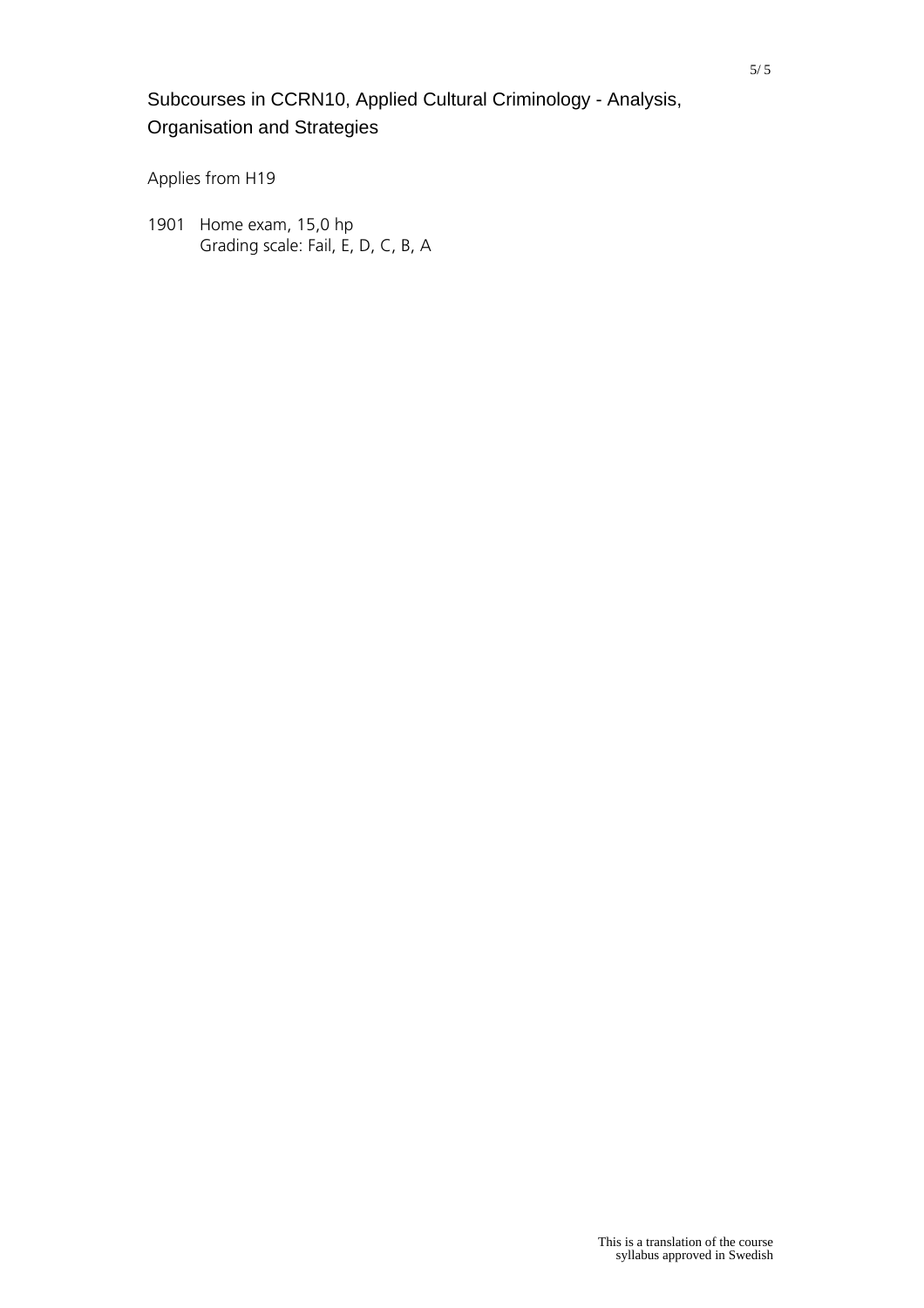## Subcourses in CCRN10, Applied Cultural Criminology - Analysis, Organisation and Strategies

Applies from H19

1901 Home exam, 15,0 hp
Grading scale: Fail, E, D, C, B, A

This is a translation of the course syllabus approved in Swedish